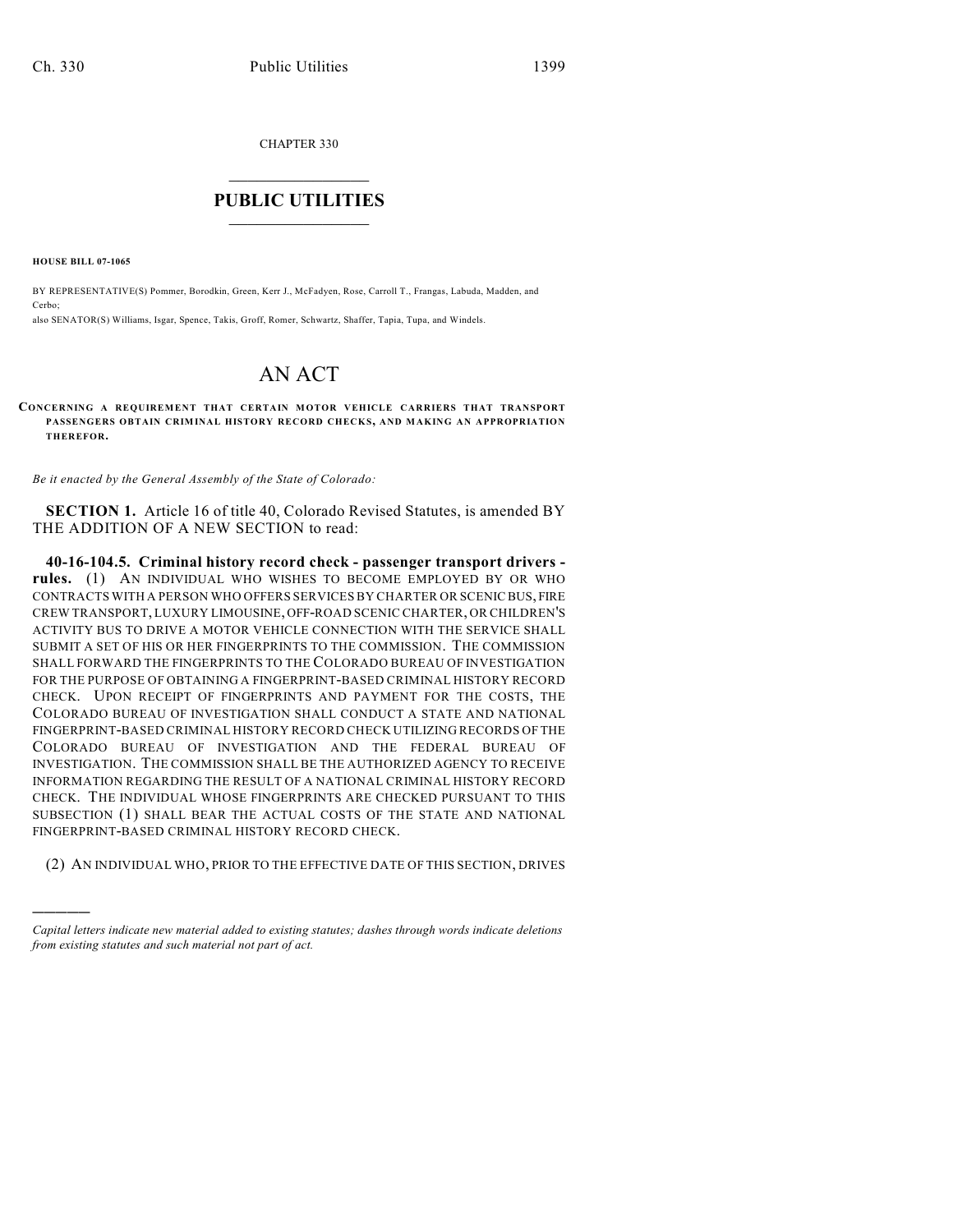CHAPTER 330

# PUBLIC UTILITIES

**HOUSE BILL 07-1065**

BY REPRESENTATIVE(S) Pommer, Borodkin, Green, Kerr J., McFadyen, Rose, Carroll T., Frangas, Labuda, Madden, and Cerbo;
also SENATOR(S) Williams, Isgar, Spence, Takis, Groff, Romer, Schwartz, Shaffer, Tapia, Tupa, and Windels.

# AN ACT

**CONCERNING A REQUIREMENT THAT CERTAIN MOTOR VEHICLE CARRIERS THAT TRANSPORT PASSENGERS OBTAIN CRIMINAL HISTORY RECORD CHECKS, AND MAKING AN APPROPRIATION THEREFOR.**

*Be it enacted by the General Assembly of the State of Colorado:*

**SECTION 1.** Article 16 of title 40, Colorado Revised Statutes, is amended BY THE ADDITION OF A NEW SECTION to read:

**40-16-104.5. Criminal history record check - passenger transport drivers - rules.** (1) AN INDIVIDUAL WHO WISHES TO BECOME EMPLOYED BY OR WHO CONTRACTS WITH A PERSON WHO OFFERS SERVICES BY CHARTER OR SCENIC BUS, FIRE CREW TRANSPORT, LUXURY LIMOUSINE, OFF-ROAD SCENIC CHARTER, OR CHILDREN'S ACTIVITY BUS TO DRIVE A MOTOR VEHICLE CONNECTION WITH THE SERVICE SHALL SUBMIT A SET OF HIS OR HER FINGERPRINTS TO THE COMMISSION. THE COMMISSION SHALL FORWARD THE FINGERPRINTS TO THE COLORADO BUREAU OF INVESTIGATION FOR THE PURPOSE OF OBTAINING A FINGERPRINT-BASED CRIMINAL HISTORY RECORD CHECK. UPON RECEIPT OF FINGERPRINTS AND PAYMENT FOR THE COSTS, THE COLORADO BUREAU OF INVESTIGATION SHALL CONDUCT A STATE AND NATIONAL FINGERPRINT-BASED CRIMINAL HISTORY RECORD CHECK UTILIZING RECORDS OF THE COLORADO BUREAU OF INVESTIGATION AND THE FEDERAL BUREAU OF INVESTIGATION. THE COMMISSION SHALL BE THE AUTHORIZED AGENCY TO RECEIVE INFORMATION REGARDING THE RESULT OF A NATIONAL CRIMINAL HISTORY RECORD CHECK. THE INDIVIDUAL WHOSE FINGERPRINTS ARE CHECKED PURSUANT TO THIS SUBSECTION (1) SHALL BEAR THE ACTUAL COSTS OF THE STATE AND NATIONAL FINGERPRINT-BASED CRIMINAL HISTORY RECORD CHECK.

(2) AN INDIVIDUAL WHO, PRIOR TO THE EFFECTIVE DATE OF THIS SECTION, DRIVES

---

*Capital letters indicate new material added to existing statutes; dashes through words indicate deletions from existing statutes and such material not part of act.*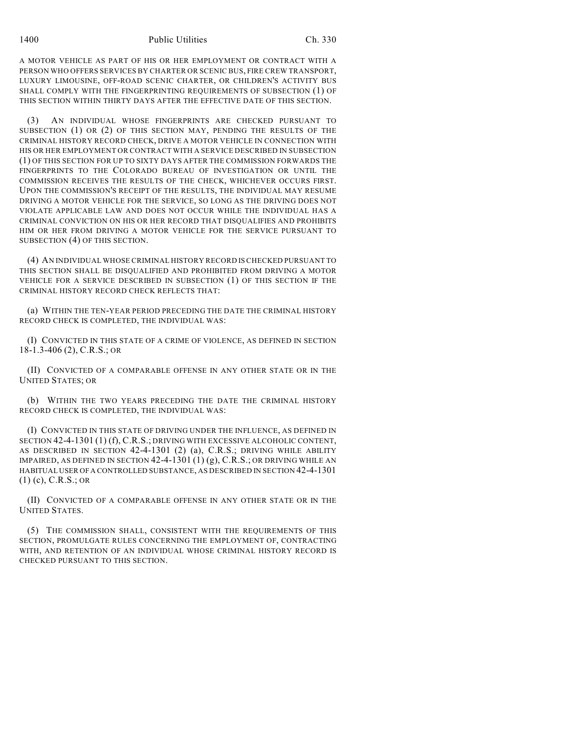A MOTOR VEHICLE AS PART OF HIS OR HER EMPLOYMENT OR CONTRACT WITH A PERSON WHO OFFERS SERVICES BY CHARTER OR SCENIC BUS, FIRE CREW TRANSPORT, LUXURY LIMOUSINE, OFF-ROAD SCENIC CHARTER, OR CHILDREN'S ACTIVITY BUS SHALL COMPLY WITH THE FINGERPRINTING REQUIREMENTS OF SUBSECTION (1) OF THIS SECTION WITHIN THIRTY DAYS AFTER THE EFFECTIVE DATE OF THIS SECTION.

(3) AN INDIVIDUAL WHOSE FINGERPRINTS ARE CHECKED PURSUANT TO SUBSECTION (1) OR (2) OF THIS SECTION MAY, PENDING THE RESULTS OF THE CRIMINAL HISTORY RECORD CHECK, DRIVE A MOTOR VEHICLE IN CONNECTION WITH HIS OR HER EMPLOYMENT OR CONTRACT WITH A SERVICE DESCRIBED IN SUBSECTION (1) OF THIS SECTION FOR UP TO SIXTY DAYS AFTER THE COMMISSION FORWARDS THE FINGERPRINTS TO THE COLORADO BUREAU OF INVESTIGATION OR UNTIL THE COMMISSION RECEIVES THE RESULTS OF THE CHECK, WHICHEVER OCCURS FIRST. UPON THE COMMISSION'S RECEIPT OF THE RESULTS, THE INDIVIDUAL MAY RESUME DRIVING A MOTOR VEHICLE FOR THE SERVICE, SO LONG AS THE DRIVING DOES NOT VIOLATE APPLICABLE LAW AND DOES NOT OCCUR WHILE THE INDIVIDUAL HAS A CRIMINAL CONVICTION ON HIS OR HER RECORD THAT DISQUALIFIES AND PROHIBITS HIM OR HER FROM DRIVING A MOTOR VEHICLE FOR THE SERVICE PURSUANT TO SUBSECTION (4) OF THIS SECTION.

(4) AN INDIVIDUAL WHOSE CRIMINAL HISTORY RECORD IS CHECKED PURSUANT TO THIS SECTION SHALL BE DISQUALIFIED AND PROHIBITED FROM DRIVING A MOTOR VEHICLE FOR A SERVICE DESCRIBED IN SUBSECTION (1) OF THIS SECTION IF THE CRIMINAL HISTORY RECORD CHECK REFLECTS THAT:

(a) WITHIN THE TEN-YEAR PERIOD PRECEDING THE DATE THE CRIMINAL HISTORY RECORD CHECK IS COMPLETED, THE INDIVIDUAL WAS:

(I) CONVICTED IN THIS STATE OF A CRIME OF VIOLENCE, AS DEFINED IN SECTION 18-1.3-406 (2), C.R.S.; OR

(II) CONVICTED OF A COMPARABLE OFFENSE IN ANY OTHER STATE OR IN THE UNITED STATES; OR

(b) WITHIN THE TWO YEARS PRECEDING THE DATE THE CRIMINAL HISTORY RECORD CHECK IS COMPLETED, THE INDIVIDUAL WAS:

(I) CONVICTED IN THIS STATE OF DRIVING UNDER THE INFLUENCE, AS DEFINED IN SECTION 42-4-1301 (1) (f), C.R.S.; DRIVING WITH EXCESSIVE ALCOHOLIC CONTENT, AS DESCRIBED IN SECTION 42-4-1301 (2) (a), C.R.S.; DRIVING WHILE ABILITY IMPAIRED, AS DEFINED IN SECTION 42-4-1301 (1) (g), C.R.S.; OR DRIVING WHILE AN HABITUAL USER OF A CONTROLLED SUBSTANCE, AS DESCRIBED IN SECTION 42-4-1301 (1) (c), C.R.S.; OR

(II) CONVICTED OF A COMPARABLE OFFENSE IN ANY OTHER STATE OR IN THE UNITED STATES.

(5) THE COMMISSION SHALL, CONSISTENT WITH THE REQUIREMENTS OF THIS SECTION, PROMULGATE RULES CONCERNING THE EMPLOYMENT OF, CONTRACTING WITH, AND RETENTION OF AN INDIVIDUAL WHOSE CRIMINAL HISTORY RECORD IS CHECKED PURSUANT TO THIS SECTION.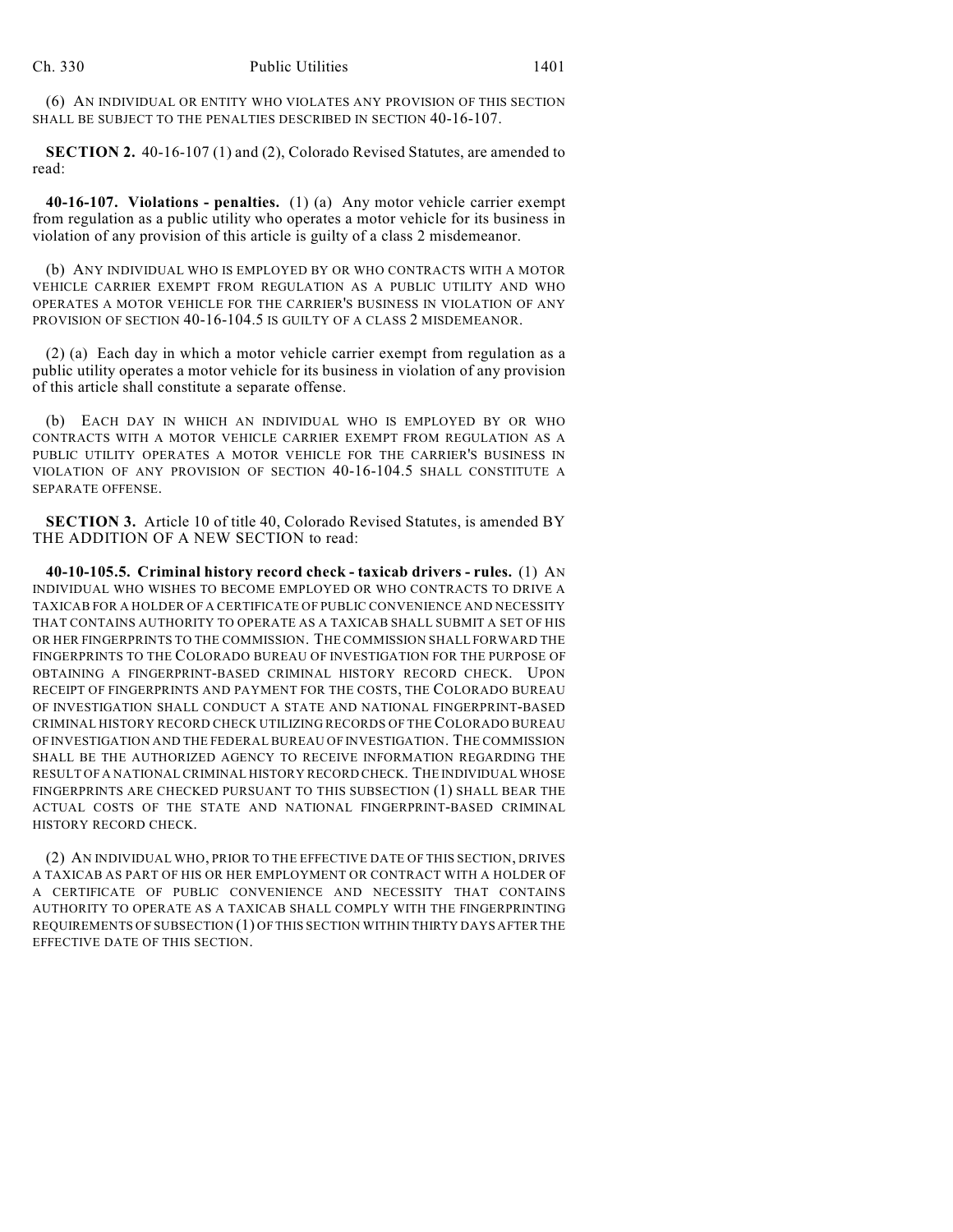(6) AN INDIVIDUAL OR ENTITY WHO VIOLATES ANY PROVISION OF THIS SECTION SHALL BE SUBJECT TO THE PENALTIES DESCRIBED IN SECTION 40-16-107.

**SECTION 2.** 40-16-107 (1) and (2), Colorado Revised Statutes, are amended to read:

**40-16-107. Violations - penalties.** (1) (a) Any motor vehicle carrier exempt from regulation as a public utility who operates a motor vehicle for its business in violation of any provision of this article is guilty of a class 2 misdemeanor.

(b) ANY INDIVIDUAL WHO IS EMPLOYED BY OR WHO CONTRACTS WITH A MOTOR VEHICLE CARRIER EXEMPT FROM REGULATION AS A PUBLIC UTILITY AND WHO OPERATES A MOTOR VEHICLE FOR THE CARRIER'S BUSINESS IN VIOLATION OF ANY PROVISION OF SECTION 40-16-104.5 IS GUILTY OF A CLASS 2 MISDEMEANOR.

(2) (a) Each day in which a motor vehicle carrier exempt from regulation as a public utility operates a motor vehicle for its business in violation of any provision of this article shall constitute a separate offense.

(b) EACH DAY IN WHICH AN INDIVIDUAL WHO IS EMPLOYED BY OR WHO CONTRACTS WITH A MOTOR VEHICLE CARRIER EXEMPT FROM REGULATION AS A PUBLIC UTILITY OPERATES A MOTOR VEHICLE FOR THE CARRIER'S BUSINESS IN VIOLATION OF ANY PROVISION OF SECTION 40-16-104.5 SHALL CONSTITUTE A SEPARATE OFFENSE.

**SECTION 3.** Article 10 of title 40, Colorado Revised Statutes, is amended BY THE ADDITION OF A NEW SECTION to read:

**40-10-105.5. Criminal history record check - taxicab drivers - rules.** (1) AN INDIVIDUAL WHO WISHES TO BECOME EMPLOYED OR WHO CONTRACTS TO DRIVE A TAXICAB FOR A HOLDER OF A CERTIFICATE OF PUBLIC CONVENIENCE AND NECESSITY THAT CONTAINS AUTHORITY TO OPERATE AS A TAXICAB SHALL SUBMIT A SET OF HIS OR HER FINGERPRINTS TO THE COMMISSION. THE COMMISSION SHALL FORWARD THE FINGERPRINTS TO THE COLORADO BUREAU OF INVESTIGATION FOR THE PURPOSE OF OBTAINING A FINGERPRINT-BASED CRIMINAL HISTORY RECORD CHECK. UPON RECEIPT OF FINGERPRINTS AND PAYMENT FOR THE COSTS, THE COLORADO BUREAU OF INVESTIGATION SHALL CONDUCT A STATE AND NATIONAL FINGERPRINT-BASED CRIMINAL HISTORY RECORD CHECK UTILIZING RECORDS OF THE COLORADO BUREAU OF INVESTIGATION AND THE FEDERAL BUREAU OF INVESTIGATION. THE COMMISSION SHALL BE THE AUTHORIZED AGENCY TO RECEIVE INFORMATION REGARDING THE RESULT OF A NATIONAL CRIMINAL HISTORY RECORD CHECK. THE INDIVIDUAL WHOSE FINGERPRINTS ARE CHECKED PURSUANT TO THIS SUBSECTION (1) SHALL BEAR THE ACTUAL COSTS OF THE STATE AND NATIONAL FINGERPRINT-BASED CRIMINAL HISTORY RECORD CHECK.

(2) AN INDIVIDUAL WHO, PRIOR TO THE EFFECTIVE DATE OF THIS SECTION, DRIVES A TAXICAB AS PART OF HIS OR HER EMPLOYMENT OR CONTRACT WITH A HOLDER OF A CERTIFICATE OF PUBLIC CONVENIENCE AND NECESSITY THAT CONTAINS AUTHORITY TO OPERATE AS A TAXICAB SHALL COMPLY WITH THE FINGERPRINTING REQUIREMENTS OF SUBSECTION (1) OF THIS SECTION WITHIN THIRTY DAYS AFTER THE EFFECTIVE DATE OF THIS SECTION.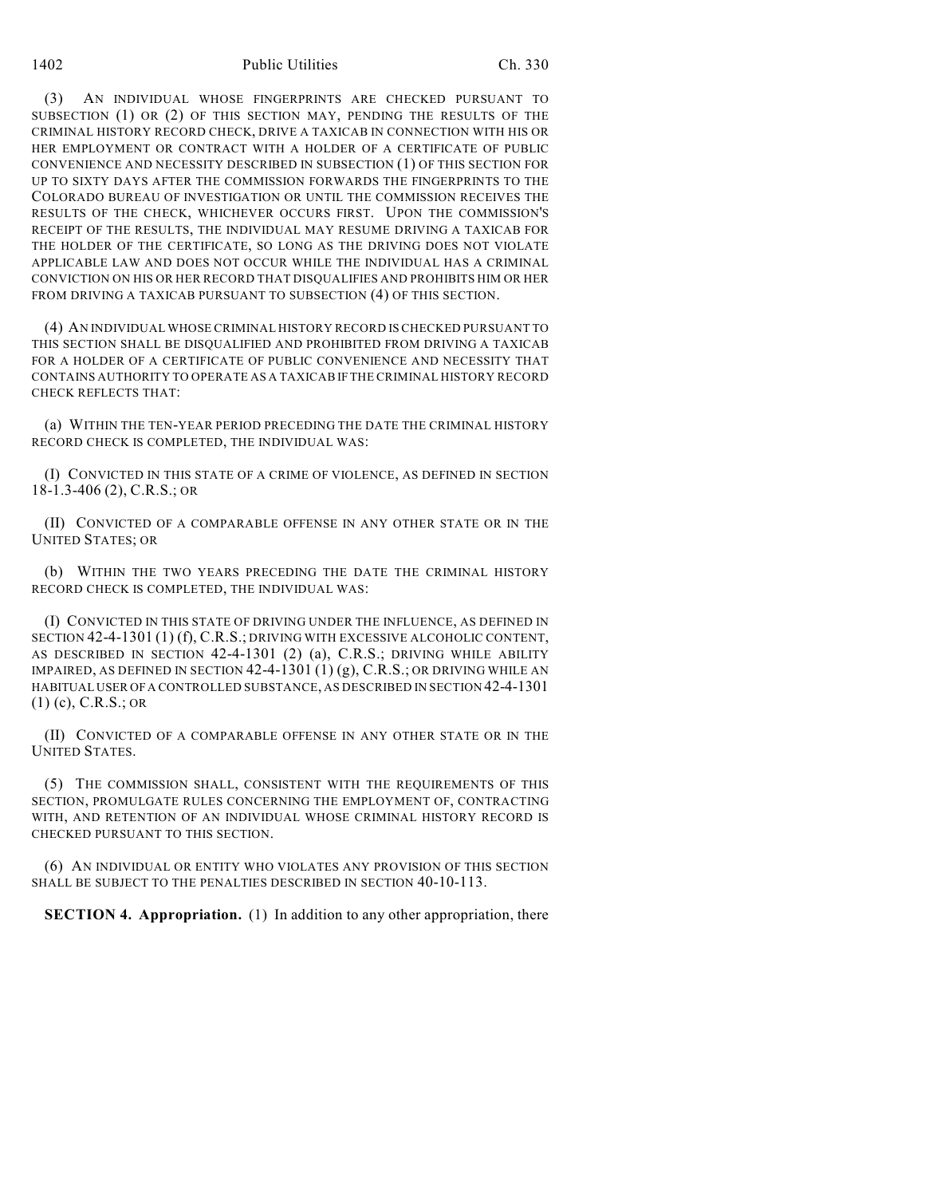(3) AN INDIVIDUAL WHOSE FINGERPRINTS ARE CHECKED PURSUANT TO SUBSECTION (1) OR (2) OF THIS SECTION MAY, PENDING THE RESULTS OF THE CRIMINAL HISTORY RECORD CHECK, DRIVE A TAXICAB IN CONNECTION WITH HIS OR HER EMPLOYMENT OR CONTRACT WITH A HOLDER OF A CERTIFICATE OF PUBLIC CONVENIENCE AND NECESSITY DESCRIBED IN SUBSECTION (1) OF THIS SECTION FOR UP TO SIXTY DAYS AFTER THE COMMISSION FORWARDS THE FINGERPRINTS TO THE COLORADO BUREAU OF INVESTIGATION OR UNTIL THE COMMISSION RECEIVES THE RESULTS OF THE CHECK, WHICHEVER OCCURS FIRST. UPON THE COMMISSION'S RECEIPT OF THE RESULTS, THE INDIVIDUAL MAY RESUME DRIVING A TAXICAB FOR THE HOLDER OF THE CERTIFICATE, SO LONG AS THE DRIVING DOES NOT VIOLATE APPLICABLE LAW AND DOES NOT OCCUR WHILE THE INDIVIDUAL HAS A CRIMINAL CONVICTION ON HIS OR HER RECORD THAT DISQUALIFIES AND PROHIBITS HIM OR HER FROM DRIVING A TAXICAB PURSUANT TO SUBSECTION (4) OF THIS SECTION.

(4) AN INDIVIDUAL WHOSE CRIMINAL HISTORY RECORD IS CHECKED PURSUANT TO THIS SECTION SHALL BE DISQUALIFIED AND PROHIBITED FROM DRIVING A TAXICAB FOR A HOLDER OF A CERTIFICATE OF PUBLIC CONVENIENCE AND NECESSITY THAT CONTAINS AUTHORITY TO OPERATE AS A TAXICAB IF THE CRIMINAL HISTORY RECORD CHECK REFLECTS THAT:

(a) WITHIN THE TEN-YEAR PERIOD PRECEDING THE DATE THE CRIMINAL HISTORY RECORD CHECK IS COMPLETED, THE INDIVIDUAL WAS:

(I) CONVICTED IN THIS STATE OF A CRIME OF VIOLENCE, AS DEFINED IN SECTION 18-1.3-406 (2), C.R.S.; OR

(II) CONVICTED OF A COMPARABLE OFFENSE IN ANY OTHER STATE OR IN THE UNITED STATES; OR

(b) WITHIN THE TWO YEARS PRECEDING THE DATE THE CRIMINAL HISTORY RECORD CHECK IS COMPLETED, THE INDIVIDUAL WAS:

(I) CONVICTED IN THIS STATE OF DRIVING UNDER THE INFLUENCE, AS DEFINED IN SECTION 42-4-1301 (1) (f), C.R.S.; DRIVING WITH EXCESSIVE ALCOHOLIC CONTENT, AS DESCRIBED IN SECTION 42-4-1301 (2) (a), C.R.S.; DRIVING WHILE ABILITY IMPAIRED, AS DEFINED IN SECTION 42-4-1301 (1) (g), C.R.S.; OR DRIVING WHILE AN HABITUAL USER OF A CONTROLLED SUBSTANCE, AS DESCRIBED IN SECTION 42-4-1301 (1) (c), C.R.S.; OR

(II) CONVICTED OF A COMPARABLE OFFENSE IN ANY OTHER STATE OR IN THE UNITED STATES.

(5) THE COMMISSION SHALL, CONSISTENT WITH THE REQUIREMENTS OF THIS SECTION, PROMULGATE RULES CONCERNING THE EMPLOYMENT OF, CONTRACTING WITH, AND RETENTION OF AN INDIVIDUAL WHOSE CRIMINAL HISTORY RECORD IS CHECKED PURSUANT TO THIS SECTION.

(6) AN INDIVIDUAL OR ENTITY WHO VIOLATES ANY PROVISION OF THIS SECTION SHALL BE SUBJECT TO THE PENALTIES DESCRIBED IN SECTION 40-10-113.

**SECTION 4. Appropriation.** (1) In addition to any other appropriation, there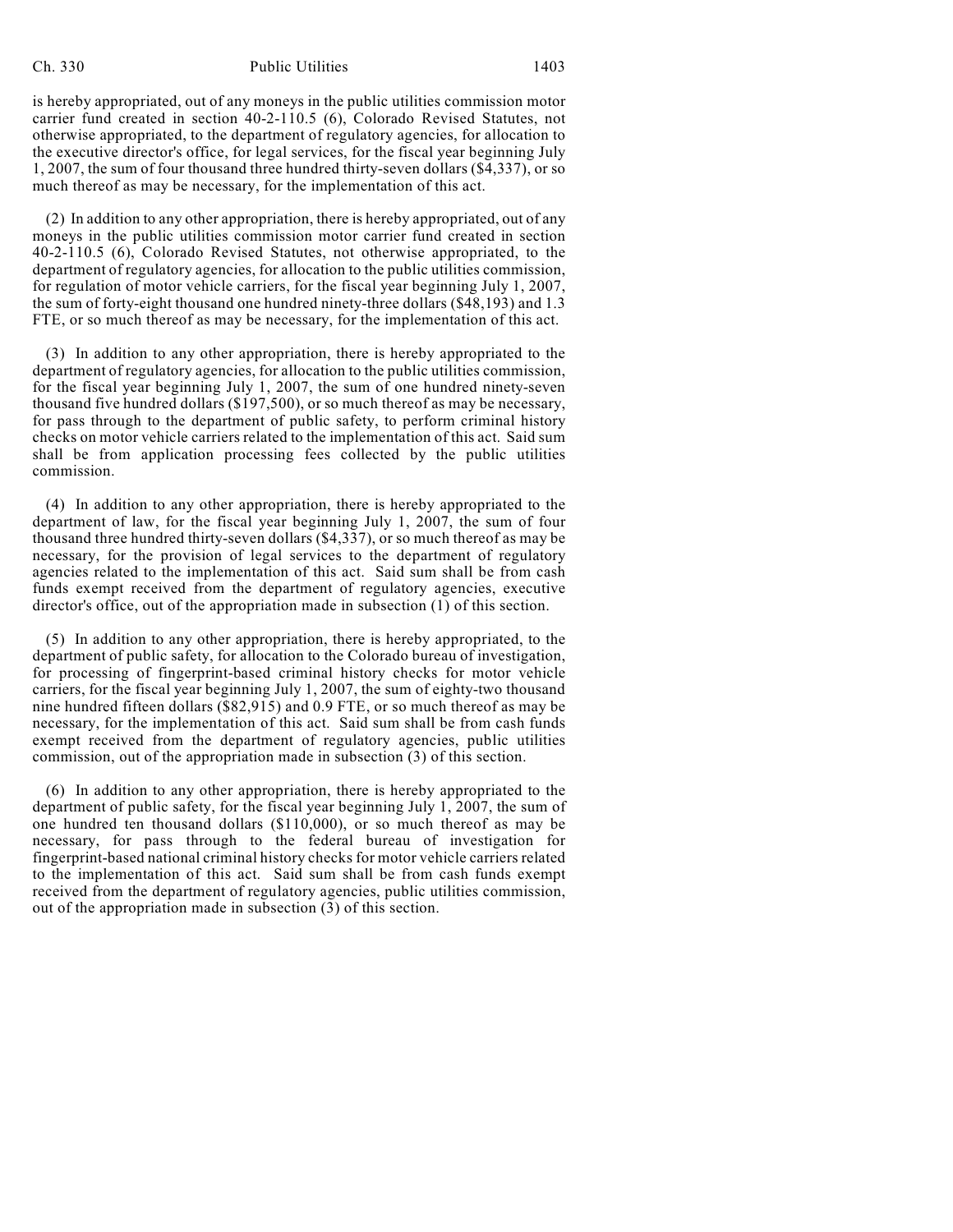is hereby appropriated, out of any moneys in the public utilities commission motor carrier fund created in section 40-2-110.5 (6), Colorado Revised Statutes, not otherwise appropriated, to the department of regulatory agencies, for allocation to the executive director's office, for legal services, for the fiscal year beginning July 1, 2007, the sum of four thousand three hundred thirty-seven dollars ($4,337), or so much thereof as may be necessary, for the implementation of this act.

(2) In addition to any other appropriation, there is hereby appropriated, out of any moneys in the public utilities commission motor carrier fund created in section 40-2-110.5 (6), Colorado Revised Statutes, not otherwise appropriated, to the department of regulatory agencies, for allocation to the public utilities commission, for regulation of motor vehicle carriers, for the fiscal year beginning July 1, 2007, the sum of forty-eight thousand one hundred ninety-three dollars ($48,193) and 1.3 FTE, or so much thereof as may be necessary, for the implementation of this act.

(3) In addition to any other appropriation, there is hereby appropriated to the department of regulatory agencies, for allocation to the public utilities commission, for the fiscal year beginning July 1, 2007, the sum of one hundred ninety-seven thousand five hundred dollars ($197,500), or so much thereof as may be necessary, for pass through to the department of public safety, to perform criminal history checks on motor vehicle carriers related to the implementation of this act. Said sum shall be from application processing fees collected by the public utilities commission.

(4) In addition to any other appropriation, there is hereby appropriated to the department of law, for the fiscal year beginning July 1, 2007, the sum of four thousand three hundred thirty-seven dollars ($4,337), or so much thereof as may be necessary, for the provision of legal services to the department of regulatory agencies related to the implementation of this act. Said sum shall be from cash funds exempt received from the department of regulatory agencies, executive director's office, out of the appropriation made in subsection (1) of this section.

(5) In addition to any other appropriation, there is hereby appropriated, to the department of public safety, for allocation to the Colorado bureau of investigation, for processing of fingerprint-based criminal history checks for motor vehicle carriers, for the fiscal year beginning July 1, 2007, the sum of eighty-two thousand nine hundred fifteen dollars ($82,915) and 0.9 FTE, or so much thereof as may be necessary, for the implementation of this act. Said sum shall be from cash funds exempt received from the department of regulatory agencies, public utilities commission, out of the appropriation made in subsection (3) of this section.

(6) In addition to any other appropriation, there is hereby appropriated to the department of public safety, for the fiscal year beginning July 1, 2007, the sum of one hundred ten thousand dollars ($110,000), or so much thereof as may be necessary, for pass through to the federal bureau of investigation for fingerprint-based national criminal history checks for motor vehicle carriers related to the implementation of this act. Said sum shall be from cash funds exempt received from the department of regulatory agencies, public utilities commission, out of the appropriation made in subsection (3) of this section.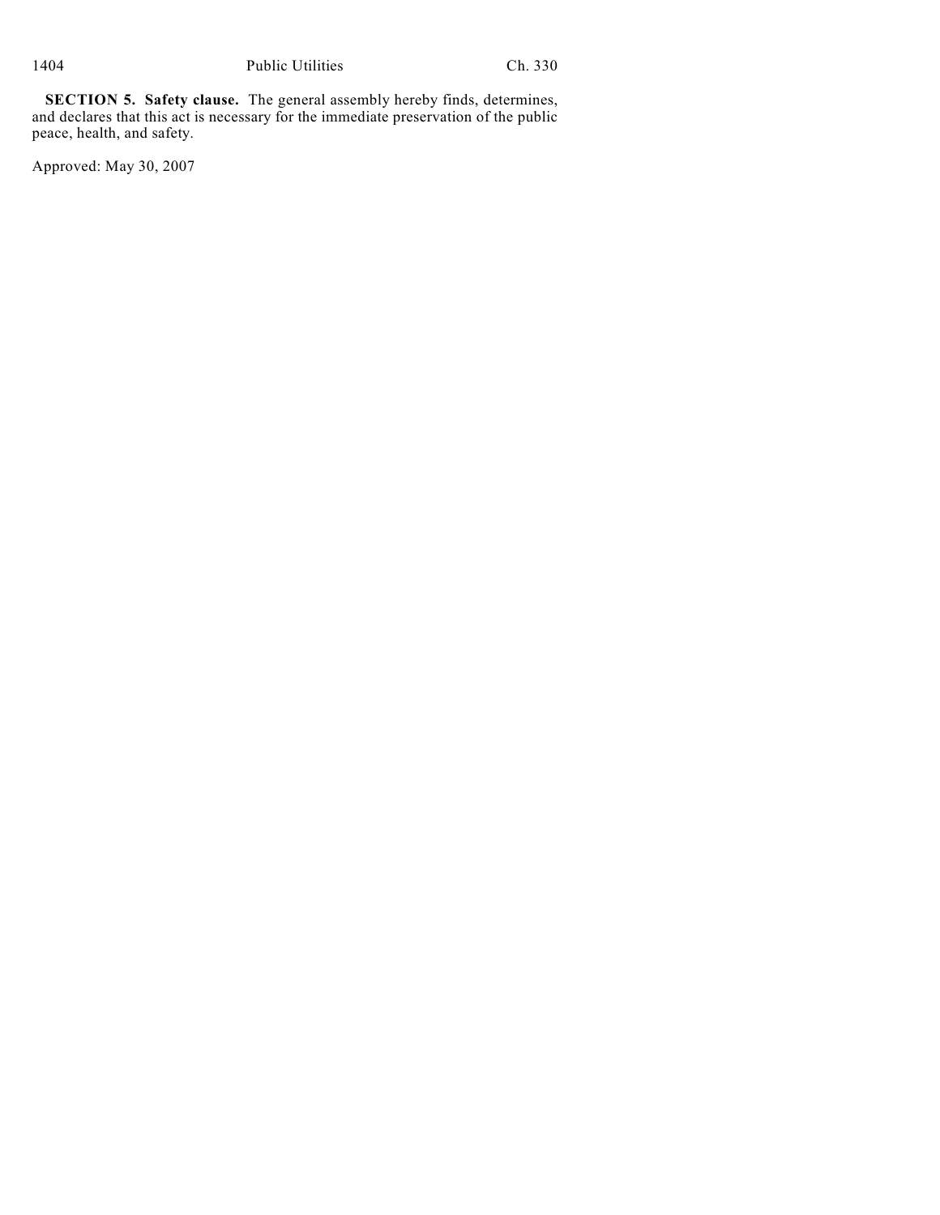**SECTION 5. Safety clause.** The general assembly hereby finds, determines, and declares that this act is necessary for the immediate preservation of the public peace, health, and safety.

Approved: May 30, 2007